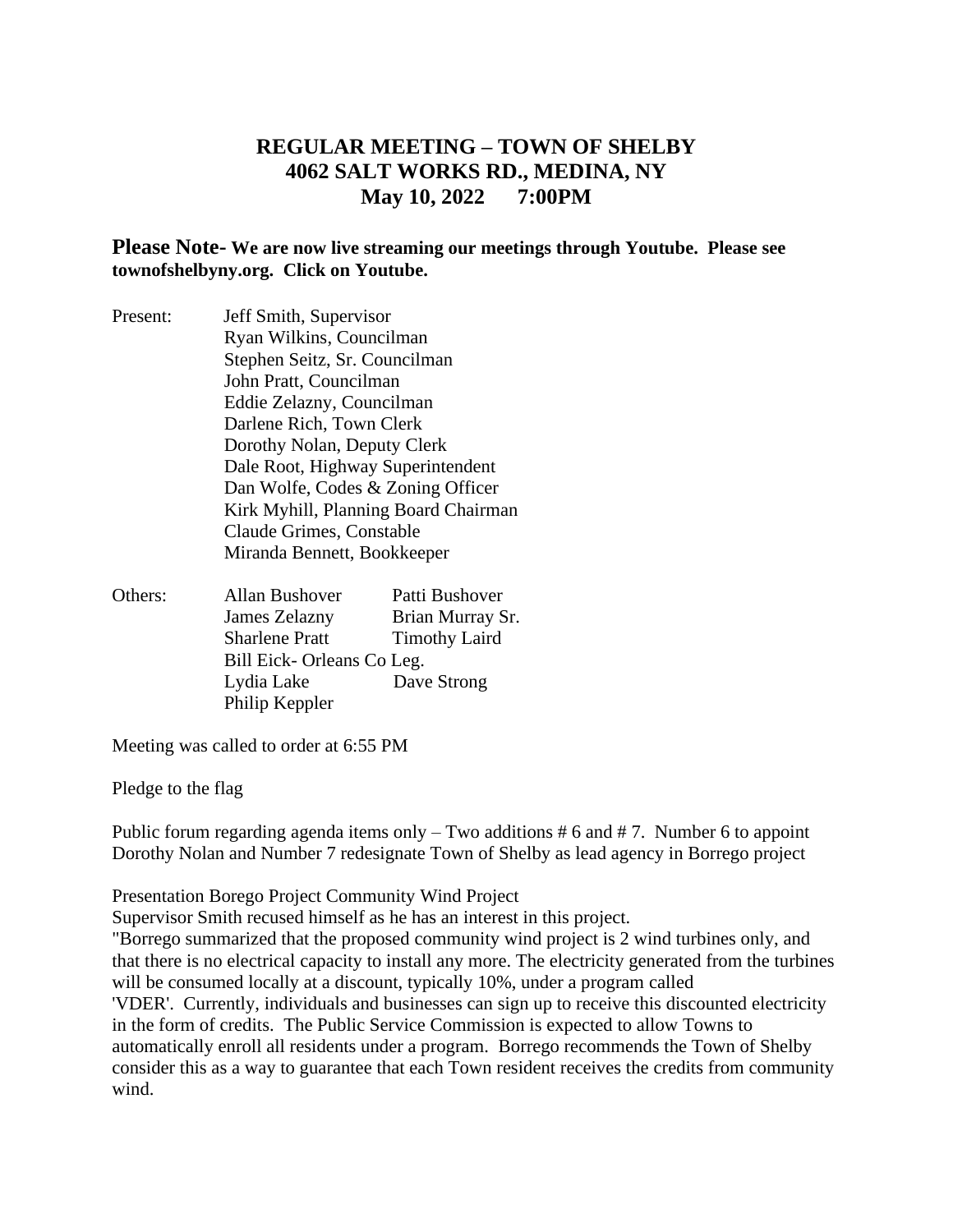# REGULAR MEETING – TOWN OF SHELBY
## 4062 SALT WORKS RD., MEDINA, NY
## May 10, 2022 7:00PM

**Please Note- We are now live streaming our meetings through Youtube. Please see townofshelbyny.org. Click on Youtube.**

Present: Jeff Smith, Supervisor
Ryan Wilkins, Councilman
Stephen Seitz, Sr. Councilman
John Pratt, Councilman
Eddie Zelazny, Councilman
Darlene Rich, Town Clerk
Dorothy Nolan, Deputy Clerk
Dale Root, Highway Superintendent
Dan Wolfe, Codes & Zoning Officer
Kirk Myhill, Planning Board Chairman
Claude Grimes, Constable
Miranda Bennett, Bookkeeper

Others: Allan Bushover Patti Bushover
James Zelazny Brian Murray Sr.
Sharlene Pratt Timothy Laird
Bill Eick- Orleans Co Leg.
Lydia Lake Dave Strong
Philip Keppler

Meeting was called to order at 6:55 PM

Pledge to the flag

Public forum regarding agenda items only – Two additions # 6 and # 7. Number 6 to appoint Dorothy Nolan and Number 7 redesignate Town of Shelby as lead agency in Borrego project

Presentation Borego Project Community Wind Project
Supervisor Smith recused himself as he has an interest in this project.
"Borrego summarized that the proposed community wind project is 2 wind turbines only, and that there is no electrical capacity to install any more. The electricity generated from the turbines will be consumed locally at a discount, typically 10%, under a program called 'VDER'. Currently, individuals and businesses can sign up to receive this discounted electricity in the form of credits. The Public Service Commission is expected to allow Towns to automatically enroll all residents under a program. Borrego recommends the Town of Shelby consider this as a way to guarantee that each Town resident receives the credits from community wind.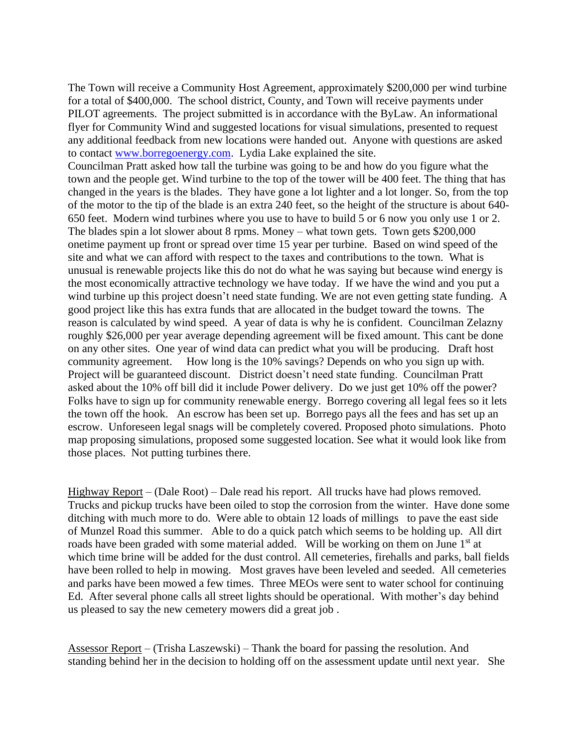The Town will receive a Community Host Agreement, approximately $200,000 per wind turbine for a total of $400,000. The school district, County, and Town will receive payments under PILOT agreements. The project submitted is in accordance with the ByLaw. An informational flyer for Community Wind and suggested locations for visual simulations, presented to request any additional feedback from new locations were handed out. Anyone with questions are asked to contact [www.borregoenergy.com](http://www.borregoenergy.com). Lydia Lake explained the site.
Councilman Pratt asked how tall the turbine was going to be and how do you figure what the town and the people get. Wind turbine to the top of the tower will be 400 feet. The thing that has changed in the years is the blades. They have gone a lot lighter and a lot longer. So, from the top of the motor to the tip of the blade is an extra 240 feet, so the height of the structure is about 640-650 feet. Modern wind turbines where you use to have to build 5 or 6 now you only use 1 or 2. The blades spin a lot slower about 8 rpms. Money – what town gets. Town gets $200,000 onetime payment up front or spread over time 15 year per turbine. Based on wind speed of the site and what we can afford with respect to the taxes and contributions to the town. What is unusual is renewable projects like this do not do what he was saying but because wind energy is the most economically attractive technology we have today. If we have the wind and you put a wind turbine up this project doesn't need state funding. We are not even getting state funding. A good project like this has extra funds that are allocated in the budget toward the towns. The reason is calculated by wind speed. A year of data is why he is confident. Councilman Zelazny roughly $26,000 per year average depending agreement will be fixed amount. This cant be done on any other sites. One year of wind data can predict what you will be producing. Draft host community agreement. How long is the 10% savings? Depends on who you sign up with. Project will be guaranteed discount. District doesn't need state funding. Councilman Pratt asked about the 10% off bill did it include Power delivery. Do we just get 10% off the power? Folks have to sign up for community renewable energy. Borrego covering all legal fees so it lets the town off the hook. An escrow has been set up. Borrego pays all the fees and has set up an escrow. Unforeseen legal snags will be completely covered. Proposed photo simulations. Photo map proposing simulations, proposed some suggested location. See what it would look like from those places. Not putting turbines there.

Highway Report – (Dale Root) – Dale read his report. All trucks have had plows removed. Trucks and pickup trucks have been oiled to stop the corrosion from the winter. Have done some ditching with much more to do. Were able to obtain 12 loads of millings to pave the east side of Munzel Road this summer. Able to do a quick patch which seems to be holding up. All dirt roads have been graded with some material added. Will be working on them on June 1st at which time brine will be added for the dust control. All cemeteries, firehalls and parks, ball fields have been rolled to help in mowing. Most graves have been leveled and seeded. All cemeteries and parks have been mowed a few times. Three MEOs were sent to water school for continuing Ed. After several phone calls all street lights should be operational. With mother's day behind us pleased to say the new cemetery mowers did a great job .

Assessor Report – (Trisha Laszewski) – Thank the board for passing the resolution. And standing behind her in the decision to holding off on the assessment update until next year. She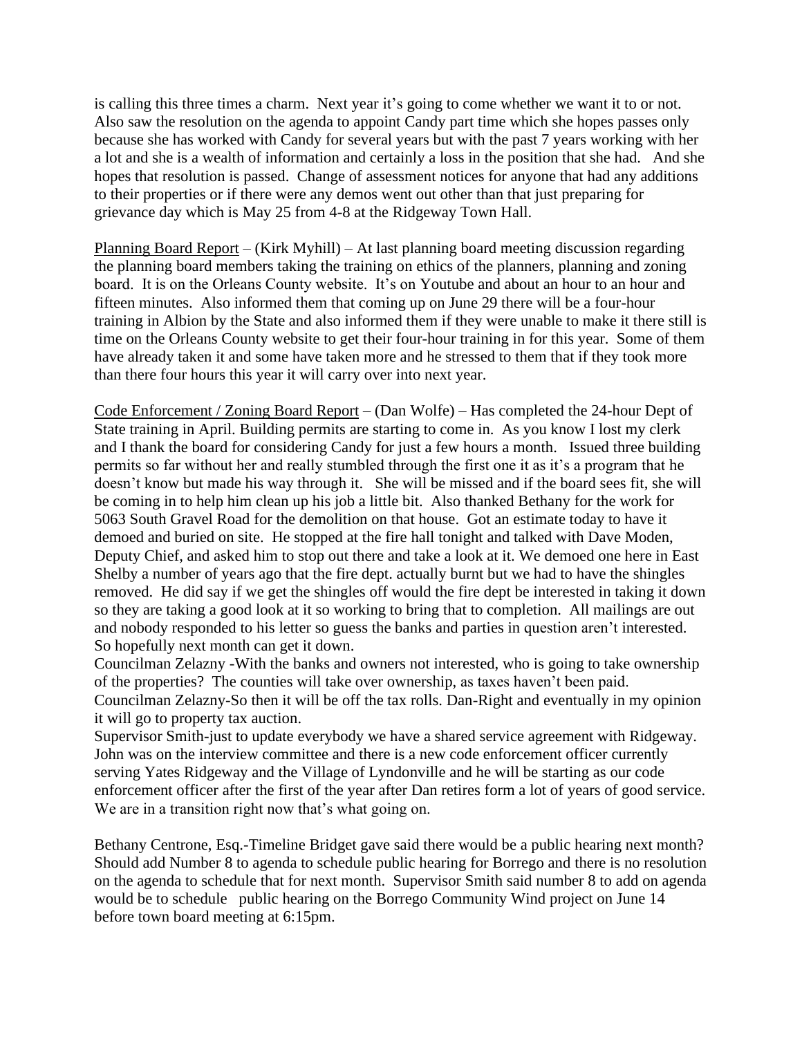is calling this three times a charm. Next year it's going to come whether we want it to or not. Also saw the resolution on the agenda to appoint Candy part time which she hopes passes only because she has worked with Candy for several years but with the past 7 years working with her a lot and she is a wealth of information and certainly a loss in the position that she had. And she hopes that resolution is passed. Change of assessment notices for anyone that had any additions to their properties or if there were any demos went out other than that just preparing for grievance day which is May 25 from 4-8 at the Ridgeway Town Hall.

Planning Board Report – (Kirk Myhill) – At last planning board meeting discussion regarding the planning board members taking the training on ethics of the planners, planning and zoning board. It is on the Orleans County website. It's on Youtube and about an hour to an hour and fifteen minutes. Also informed them that coming up on June 29 there will be a four-hour training in Albion by the State and also informed them if they were unable to make it there still is time on the Orleans County website to get their four-hour training in for this year. Some of them have already taken it and some have taken more and he stressed to them that if they took more than there four hours this year it will carry over into next year.

Code Enforcement / Zoning Board Report – (Dan Wolfe) – Has completed the 24-hour Dept of State training in April. Building permits are starting to come in. As you know I lost my clerk and I thank the board for considering Candy for just a few hours a month. Issued three building permits so far without her and really stumbled through the first one it as it's a program that he doesn't know but made his way through it. She will be missed and if the board sees fit, she will be coming in to help him clean up his job a little bit. Also thanked Bethany for the work for 5063 South Gravel Road for the demolition on that house. Got an estimate today to have it demoed and buried on site. He stopped at the fire hall tonight and talked with Dave Moden, Deputy Chief, and asked him to stop out there and take a look at it. We demoed one here in East Shelby a number of years ago that the fire dept. actually burnt but we had to have the shingles removed. He did say if we get the shingles off would the fire dept be interested in taking it down so they are taking a good look at it so working to bring that to completion. All mailings are out and nobody responded to his letter so guess the banks and parties in question aren't interested. So hopefully next month can get it down.

Councilman Zelazny -With the banks and owners not interested, who is going to take ownership of the properties? The counties will take over ownership, as taxes haven't been paid.

Councilman Zelazny-So then it will be off the tax rolls. Dan-Right and eventually in my opinion it will go to property tax auction.

Supervisor Smith-just to update everybody we have a shared service agreement with Ridgeway. John was on the interview committee and there is a new code enforcement officer currently serving Yates Ridgeway and the Village of Lyndonville and he will be starting as our code enforcement officer after the first of the year after Dan retires form a lot of years of good service. We are in a transition right now that's what going on.

Bethany Centrone, Esq.-Timeline Bridget gave said there would be a public hearing next month? Should add Number 8 to agenda to schedule public hearing for Borrego and there is no resolution on the agenda to schedule that for next month. Supervisor Smith said number 8 to add on agenda would be to schedule public hearing on the Borrego Community Wind project on June 14 before town board meeting at 6:15pm.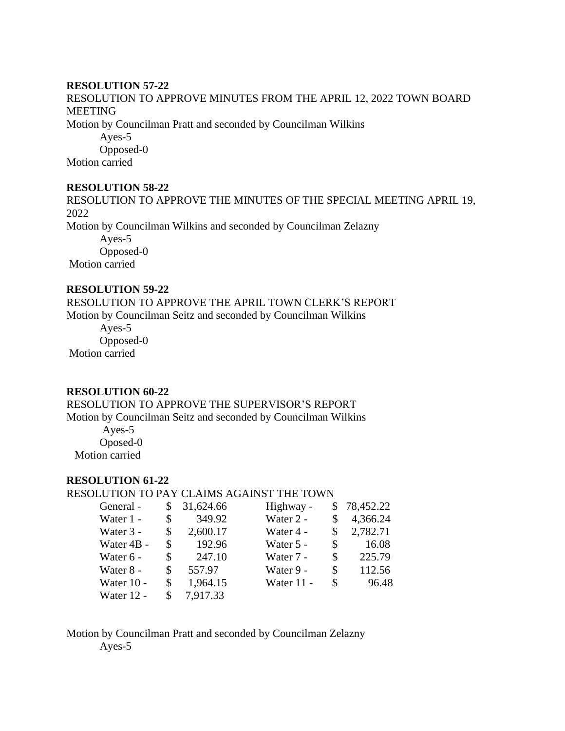**RESOLUTION 57-22**

RESOLUTION TO APPROVE MINUTES FROM THE APRIL 12, 2022 TOWN BOARD MEETING

Motion by Councilman Pratt and seconded by Councilman Wilkins

Ayes-5

Opposed-0

Motion carried

**RESOLUTION 58-22**

RESOLUTION TO APPROVE THE MINUTES OF THE SPECIAL MEETING APRIL 19, 2022

Motion by Councilman Wilkins and seconded by Councilman Zelazny

Ayes-5

Opposed-0

Motion carried

**RESOLUTION 59-22**

RESOLUTION TO APPROVE THE APRIL TOWN CLERK'S REPORT

Motion by Councilman Seitz and seconded by Councilman Wilkins

Ayes-5

Opposed-0

Motion carried

**RESOLUTION 60-22**

RESOLUTION TO APPROVE THE SUPERVISOR'S REPORT

Motion by Councilman Seitz and seconded by Councilman Wilkins

Ayes-5

Oposed-0

Motion carried

**RESOLUTION 61-22**

RESOLUTION TO PAY CLAIMS AGAINST THE TOWN

| | | | |
|---|---|---|---|
| General - | $ 31,624.66 | Highway - | $ 78,452.22 |
| Water 1 - | $ 349.92 | Water 2 - | $ 4,366.24 |
| Water 3 - | $ 2,600.17 | Water 4 - | $ 2,782.71 |
| Water 4B - | $ 192.96 | Water 5 - | $ 16.08 |
| Water 6 - | $ 247.10 | Water 7 - | $ 225.79 |
| Water 8 - | $ 557.97 | Water 9 - | $ 112.56 |
| Water 10 - | $ 1,964.15 | Water 11 - | $ 96.48 |
| Water 12 - | $ 7,917.33 | | |

Motion by Councilman Pratt and seconded by Councilman Zelazny

Ayes-5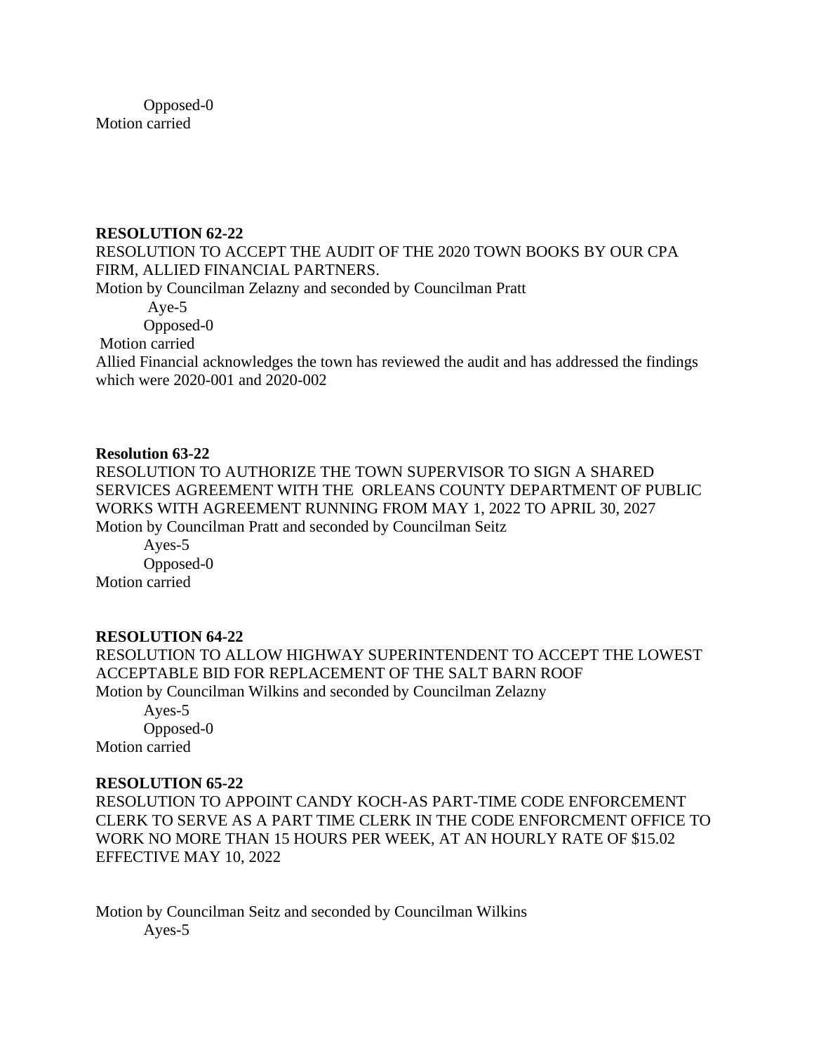Opposed-0

Motion carried

**RESOLUTION 62-22**

RESOLUTION TO ACCEPT THE AUDIT OF THE 2020 TOWN BOOKS BY OUR CPA FIRM, ALLIED FINANCIAL PARTNERS.

Motion by Councilman Zelazny and seconded by Councilman Pratt

Aye-5

Opposed-0

Motion carried

Allied Financial acknowledges the town has reviewed the audit and has addressed the findings which were 2020-001 and 2020-002

**Resolution 63-22**

RESOLUTION TO AUTHORIZE THE TOWN SUPERVISOR TO SIGN A SHARED SERVICES AGREEMENT WITH THE ORLEANS COUNTY DEPARTMENT OF PUBLIC WORKS WITH AGREEMENT RUNNING FROM MAY 1, 2022 TO APRIL 30, 2027

Motion by Councilman Pratt and seconded by Councilman Seitz

Ayes-5

Opposed-0

Motion carried

**RESOLUTION 64-22**

RESOLUTION TO ALLOW HIGHWAY SUPERINTENDENT TO ACCEPT THE LOWEST ACCEPTABLE BID FOR REPLACEMENT OF THE SALT BARN ROOF

Motion by Councilman Wilkins and seconded by Councilman Zelazny

Ayes-5

Opposed-0

Motion carried

**RESOLUTION 65-22**

RESOLUTION TO APPOINT CANDY KOCH-AS PART-TIME CODE ENFORCEMENT CLERK TO SERVE AS A PART TIME CLERK IN THE CODE ENFORCMENT OFFICE TO WORK NO MORE THAN 15 HOURS PER WEEK, AT AN HOURLY RATE OF $15.02 EFFECTIVE MAY 10, 2022

Motion by Councilman Seitz and seconded by Councilman Wilkins

Ayes-5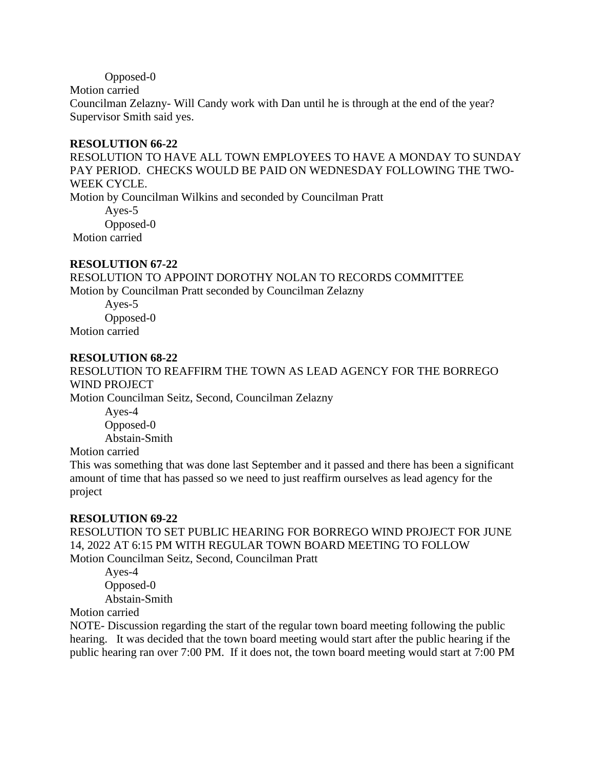Opposed-0

Motion carried

Councilman Zelazny- Will Candy work with Dan until he is through at the end of the year? Supervisor Smith said yes.

**RESOLUTION 66-22**

RESOLUTION TO HAVE ALL TOWN EMPLOYEES TO HAVE A MONDAY TO SUNDAY PAY PERIOD. CHECKS WOULD BE PAID ON WEDNESDAY FOLLOWING THE TWO-WEEK CYCLE.

Motion by Councilman Wilkins and seconded by Councilman Pratt

Ayes-5

Opposed-0

Motion carried

**RESOLUTION 67-22**

RESOLUTION TO APPOINT DOROTHY NOLAN TO RECORDS COMMITTEE

Motion by Councilman Pratt seconded by Councilman Zelazny

Ayes-5

Opposed-0

Motion carried

**RESOLUTION 68-22**

RESOLUTION TO REAFFIRM THE TOWN AS LEAD AGENCY FOR THE BORREGO WIND PROJECT

Motion Councilman Seitz, Second, Councilman Zelazny

Ayes-4

Opposed-0

Abstain-Smith

Motion carried

This was something that was done last September and it passed and there has been a significant amount of time that has passed so we need to just reaffirm ourselves as lead agency for the project

**RESOLUTION 69-22**

RESOLUTION TO SET PUBLIC HEARING FOR BORREGO WIND PROJECT FOR JUNE 14, 2022 AT 6:15 PM WITH REGULAR TOWN BOARD MEETING TO FOLLOW

Motion Councilman Seitz, Second, Councilman Pratt

Ayes-4

Opposed-0

Abstain-Smith

Motion carried

NOTE- Discussion regarding the start of the regular town board meeting following the public hearing. It was decided that the town board meeting would start after the public hearing if the public hearing ran over 7:00 PM. If it does not, the town board meeting would start at 7:00 PM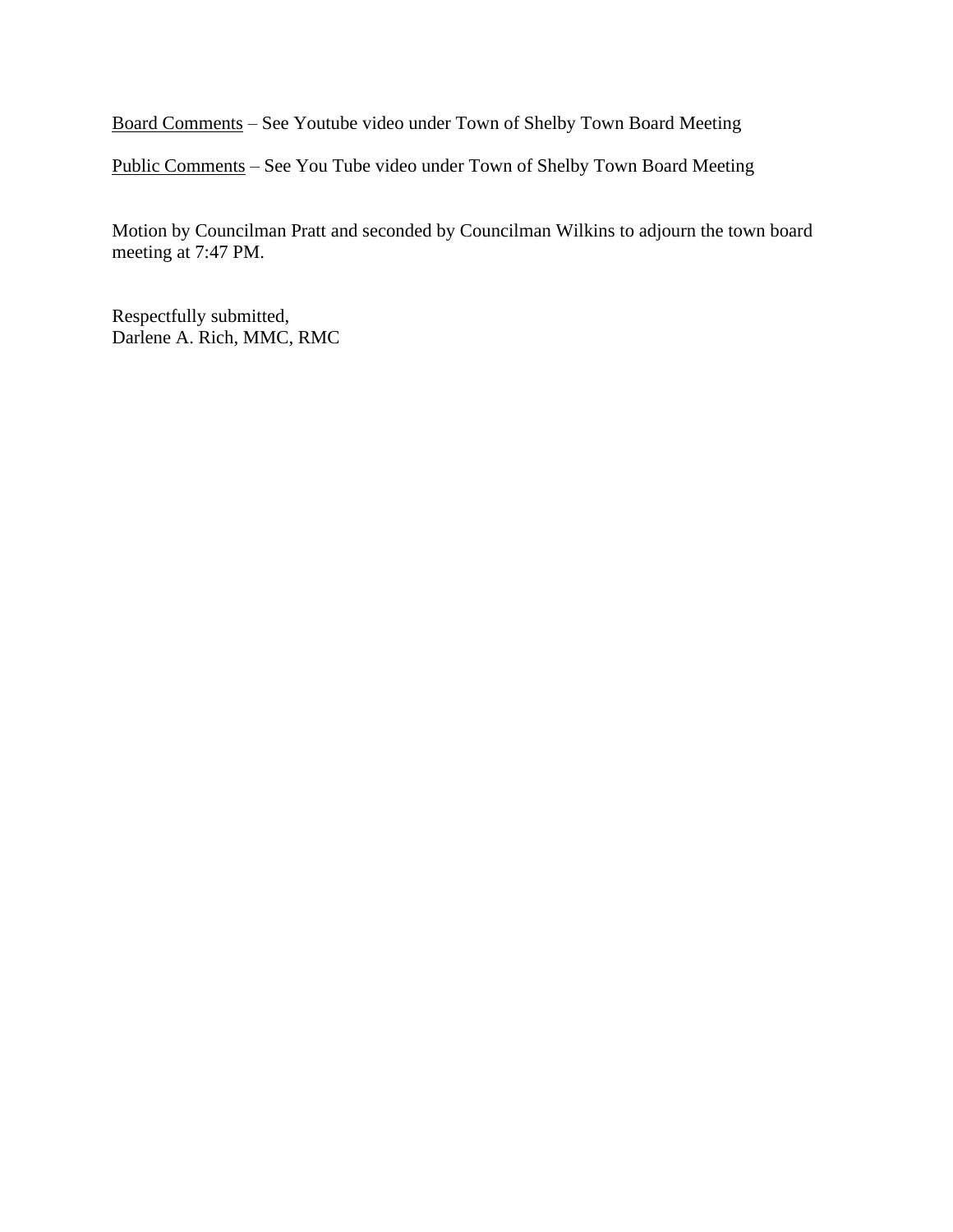<u>Board Comments</u> – See Youtube video under Town of Shelby Town Board Meeting

<u>Public Comments</u> – See You Tube video under Town of Shelby Town Board Meeting

Motion by Councilman Pratt and seconded by Councilman Wilkins to adjourn the town board meeting at 7:47 PM.

Respectfully submitted,
Darlene A. Rich, MMC, RMC